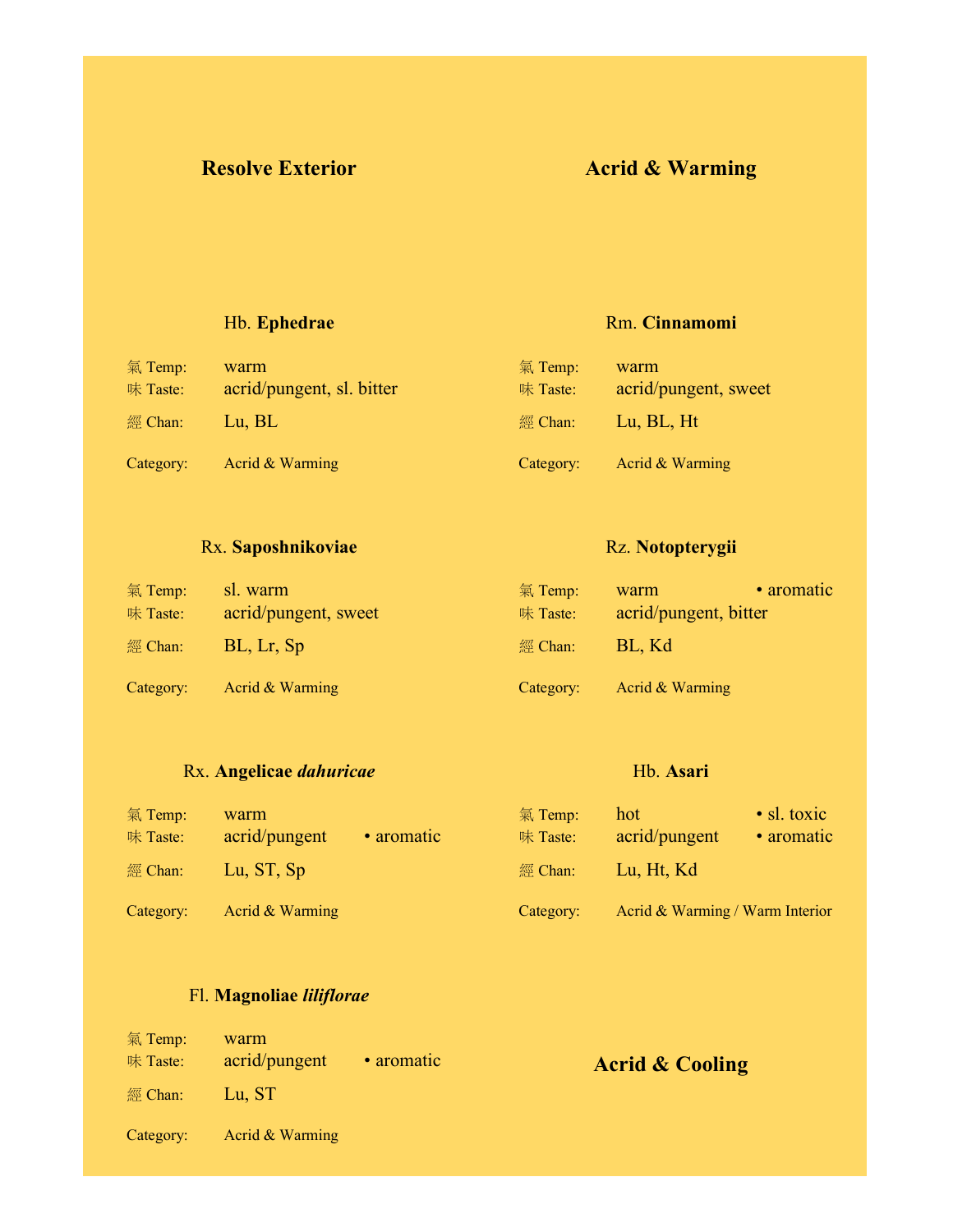## Resolve Exterior

## Acrid & Warming

### Hb. **Ephedrae**

| | |
|---|---|
| 氣 Temp: | warm |
| 味 Taste: | acrid/pungent, sl. bitter |
| 經 Chan: | Lu, BL |
| Category: | Acrid & Warming |

### Rx. **Saposhnikoviae**

| | |
|---|---|
| 氣 Temp: | sl. warm |
| 味 Taste: | acrid/pungent, sweet |
| 經 Chan: | BL, Lr, Sp |
| Category: | Acrid & Warming |

### Rx. **Angelicae *dahuricae***

| | | |
|---|---|---|
| 氣 Temp: | warm | |
| 味 Taste: | acrid/pungent | • aromatic |
| 經 Chan: | Lu, ST, Sp | |
| Category: | Acrid & Warming | |

### Fl. **Magnoliae *liliflorae***

| | | |
|---|---|---|
| 氣 Temp: | warm | |
| 味 Taste: | acrid/pungent | • aromatic |
| 經 Chan: | Lu, ST | |
| Category: | Acrid & Warming | |

### Rm. **Cinnamomi**

| | |
|---|---|
| 氣 Temp: | warm |
| 味 Taste: | acrid/pungent, sweet |
| 經 Chan: | Lu, BL, Ht |
| Category: | Acrid & Warming |

### Rz. **Notopterygii**

| | | |
|---|---|---|
| 氣 Temp: | warm | • aromatic |
| 味 Taste: | acrid/pungent, bitter | |
| 經 Chan: | BL, Kd | |
| Category: | Acrid & Warming | |

### Hb. **Asari**

| | | |
|---|---|---|
| 氣 Temp: | hot | • sl. toxic |
| 味 Taste: | acrid/pungent | • aromatic |
| 經 Chan: | Lu, Ht, Kd | |
| Category: | Acrid & Warming / Warm Interior | |

## Acrid & Cooling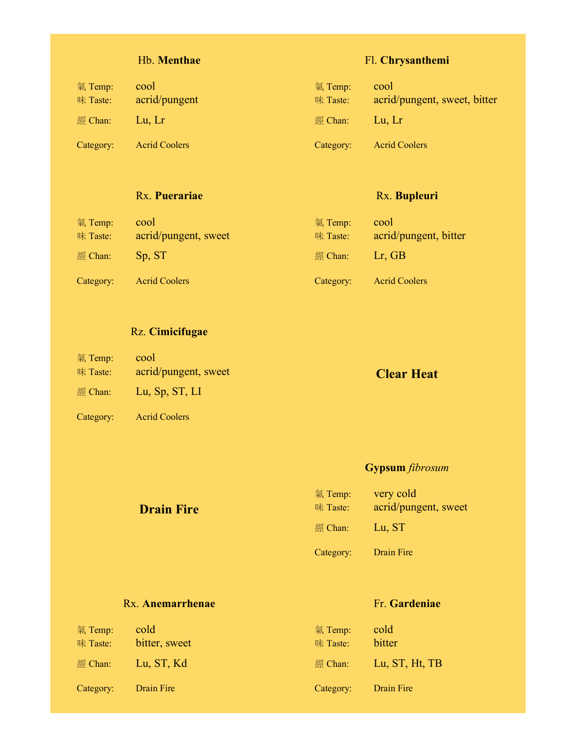### Hb. **Menthae**

| | |
|---|---|
| 氣 Temp: | cool |
| 味 Taste: | acrid/pungent |
| 經 Chan: | Lu, Lr |
| Category: | Acrid Coolers |

### Fl. **Chrysanthemi**

| | |
|---|---|
| 氣 Temp: | cool |
| 味 Taste: | acrid/pungent, sweet, bitter |
| 經 Chan: | Lu, Lr |
| Category: | Acrid Coolers |

### Rx. **Puerariae**

| | |
|---|---|
| 氣 Temp: | cool |
| 味 Taste: | acrid/pungent, sweet |
| 經 Chan: | Sp, ST |
| Category: | Acrid Coolers |

### Rx. **Bupleuri**

| | |
|---|---|
| 氣 Temp: | cool |
| 味 Taste: | acrid/pungent, bitter |
| 經 Chan: | Lr, GB |
| Category: | Acrid Coolers |

### Rz. **Cimicifugae**

| | |
|---|---|
| 氣 Temp: | cool |
| 味 Taste: | acrid/pungent, sweet |
| 經 Chan: | Lu, Sp, ST, LI |
| Category: | Acrid Coolers |

## Clear Heat

## Drain Fire

### **Gypsum** *fibrosum*

| | |
|---|---|
| 氣 Temp: | very cold |
| 味 Taste: | acrid/pungent, sweet |
| 經 Chan: | Lu, ST |
| Category: | Drain Fire |

### Rx. **Anemarrhenae**

| | |
|---|---|
| 氣 Temp: | cold |
| 味 Taste: | bitter, sweet |
| 經 Chan: | Lu, ST, Kd |
| Category: | Drain Fire |

### Fr. **Gardeniae**

| | |
|---|---|
| 氣 Temp: | cold |
| 味 Taste: | bitter |
| 經 Chan: | Lu, ST, Ht, TB |
| Category: | Drain Fire |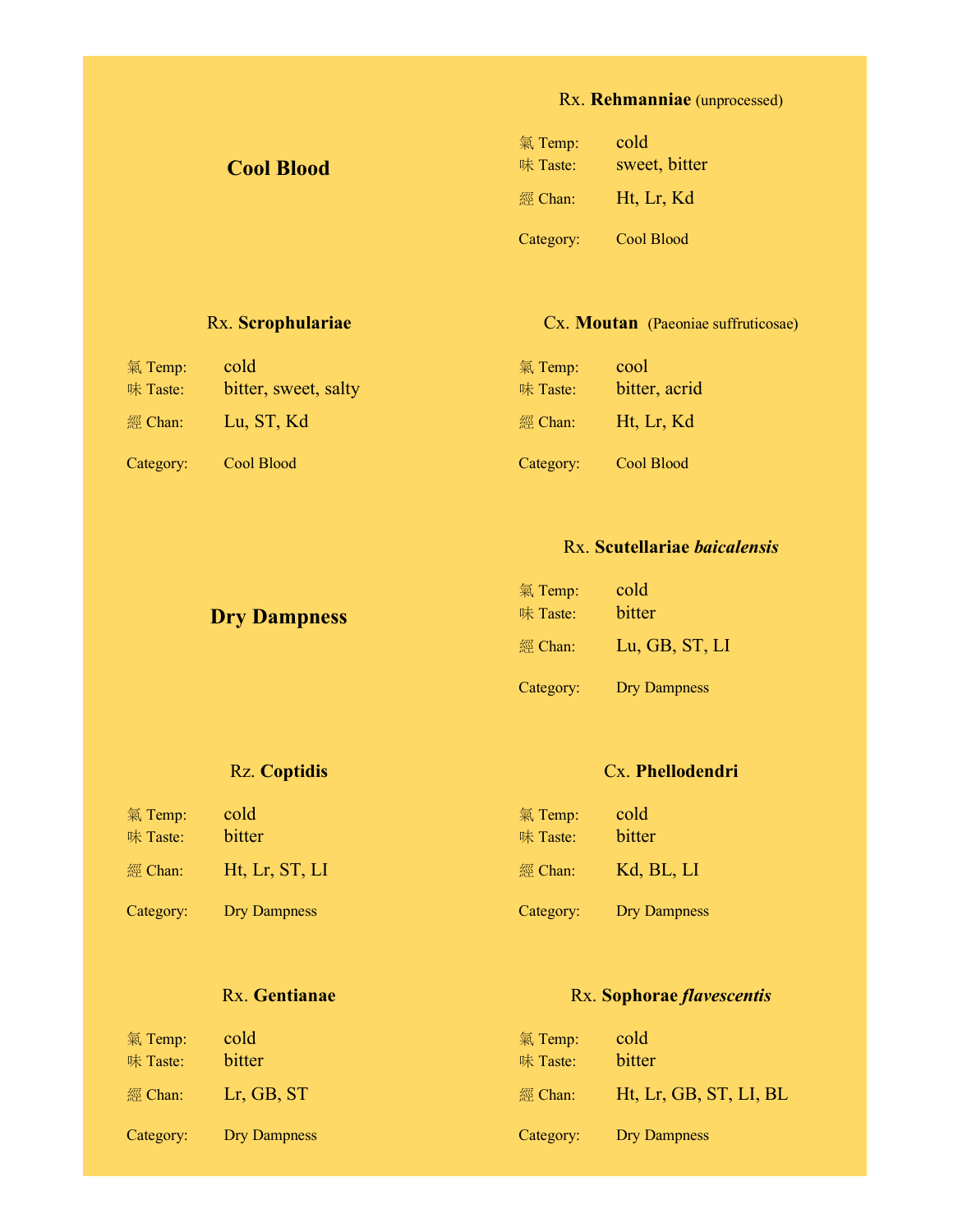## Cool Blood

### Rx. **Rehmanniae** (unprocessed)

氣 Temp: cold
味 Taste: sweet, bitter
經 Chan: Ht, Lr, Kd

Category: Cool Blood

### Rx. **Scrophulariae**

氣 Temp: cold
味 Taste: bitter, sweet, salty
經 Chan: Lu, ST, Kd

Category: Cool Blood

### Cx. **Moutan** (Paeoniae suffruticosae)

氣 Temp: cool
味 Taste: bitter, acrid
經 Chan: Ht, Lr, Kd

Category: Cool Blood

## Dry Dampness

### Rx. **Scutellariae *baicalensis***

氣 Temp: cold
味 Taste: bitter
經 Chan: Lu, GB, ST, LI

Category: Dry Dampness

### Rz. **Coptidis**

氣 Temp: cold
味 Taste: bitter
經 Chan: Ht, Lr, ST, LI

Category: Dry Dampness

### Cx. **Phellodendri**

氣 Temp: cold
味 Taste: bitter
經 Chan: Kd, BL, LI

Category: Dry Dampness

### Rx. **Gentianae**

氣 Temp: cold
味 Taste: bitter
經 Chan: Lr, GB, ST

Category: Dry Dampness

### Rx. **Sophorae *flavescentis***

氣 Temp: cold
味 Taste: bitter
經 Chan: Ht, Lr, GB, ST, LI, BL

Category: Dry Dampness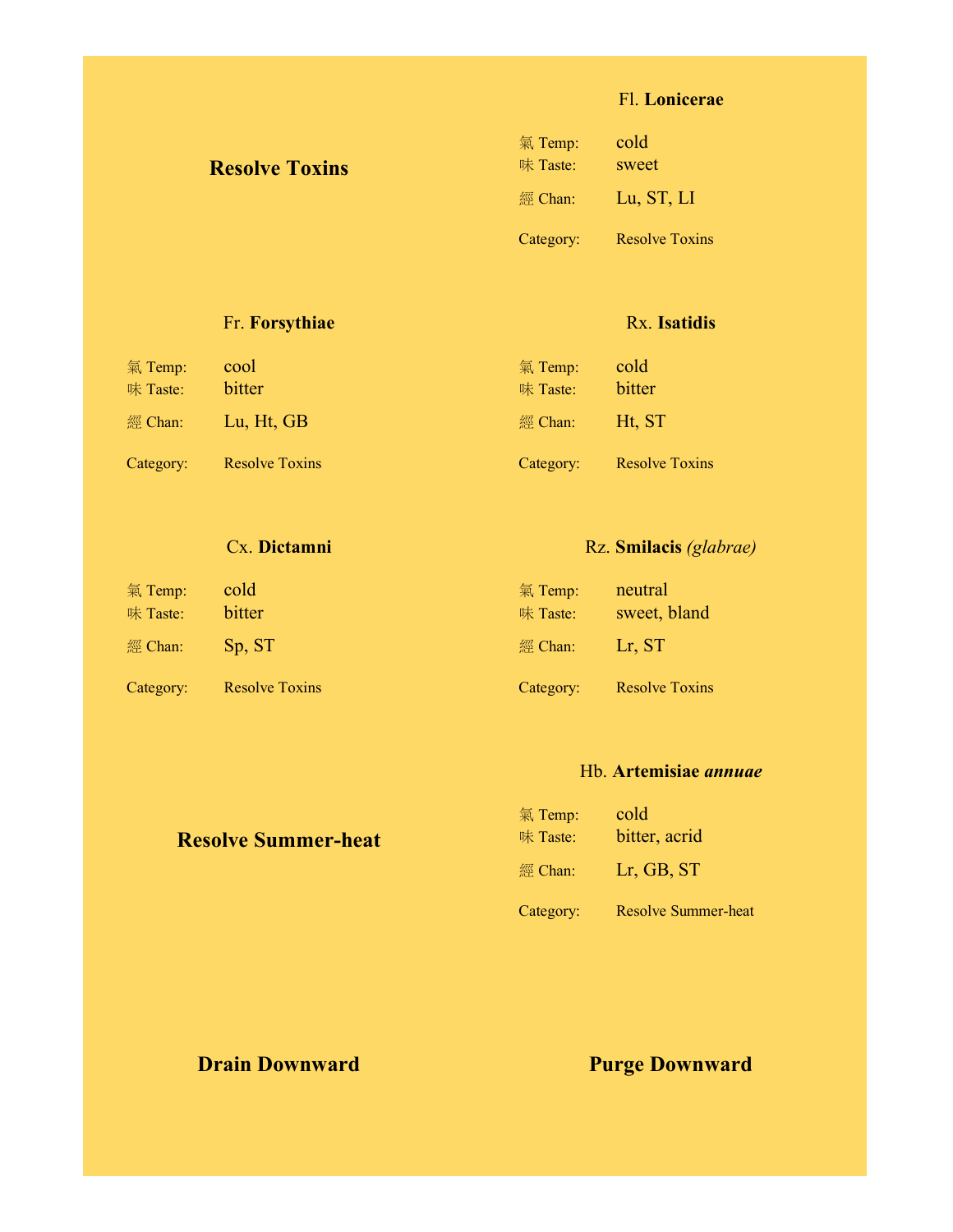## Resolve Toxins

### Fl. **Lonicerae**

氣 Temp: cold
味 Taste: sweet
經 Chan: Lu, ST, LI
Category: Resolve Toxins

### Fr. **Forsythiae**

氣 Temp: cool
味 Taste: bitter
經 Chan: Lu, Ht, GB
Category: Resolve Toxins

### Rx. **Isatidis**

氣 Temp: cold
味 Taste: bitter
經 Chan: Ht, ST
Category: Resolve Toxins

### Cx. **Dictamni**

氣 Temp: cold
味 Taste: bitter
經 Chan: Sp, ST
Category: Resolve Toxins

### Rz. **Smilacis** *(glabrae)*

氣 Temp: neutral
味 Taste: sweet, bland
經 Chan: Lr, ST
Category: Resolve Toxins

## Resolve Summer-heat

### Hb. **Artemisiae *annuae***

氣 Temp: cold
味 Taste: bitter, acrid
經 Chan: Lr, GB, ST
Category: Resolve Summer-heat

## Drain Downward

## Purge Downward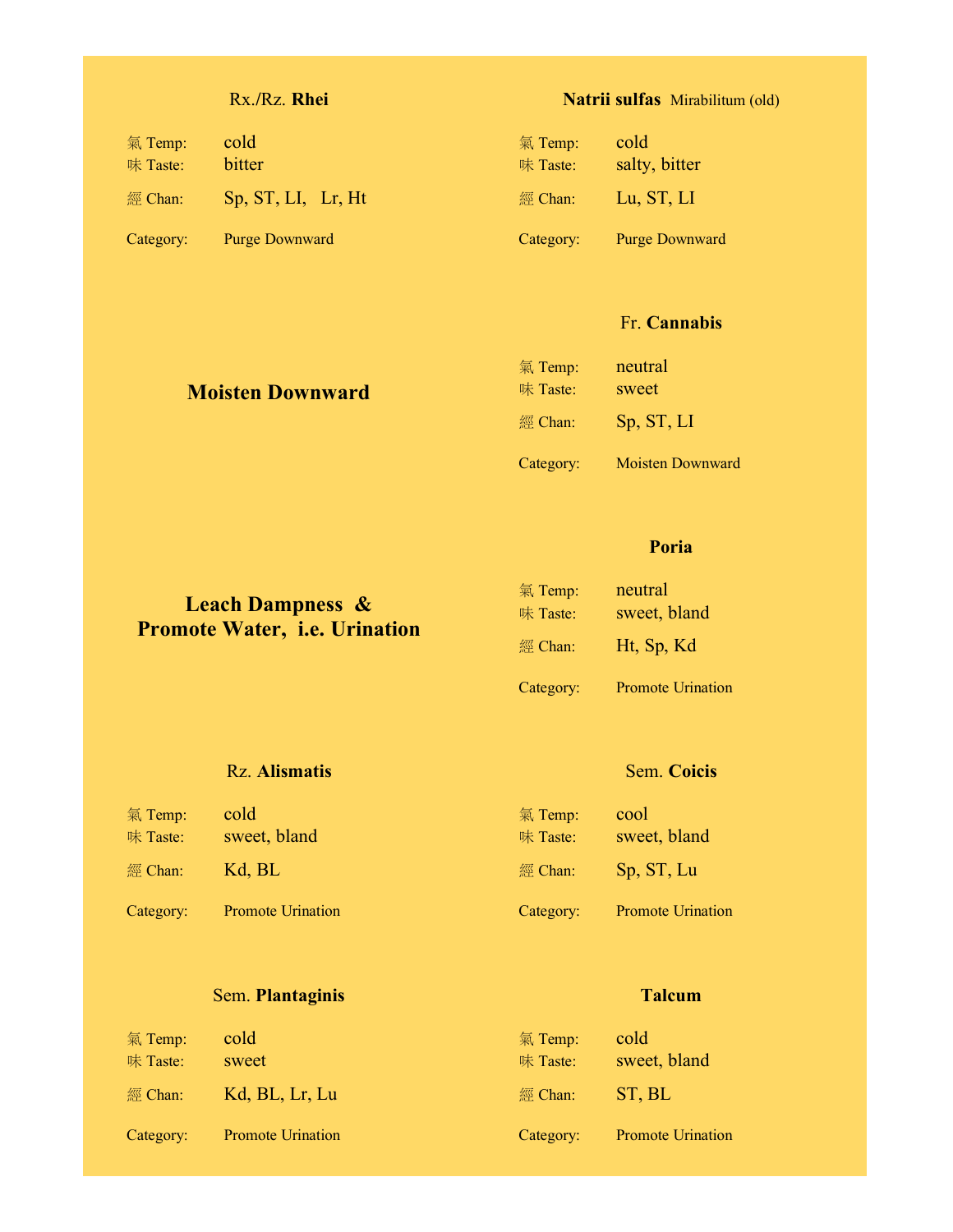### Rx./Rz. **Rhei**

氣 Temp: cold
味 Taste: bitter
經 Chan: Sp, ST, LI, Lr, Ht

Category: Purge Downward

### **Natrii sulfas** Mirabilitum (old)

氣 Temp: cold
味 Taste: salty, bitter
經 Chan: Lu, ST, LI

Category: Purge Downward

## Moisten Downward

### Fr. **Cannabis**

氣 Temp: neutral
味 Taste: sweet
經 Chan: Sp, ST, LI

Category: Moisten Downward

## Leach Dampness & Promote Water, i.e. Urination

### **Poria**

氣 Temp: neutral
味 Taste: sweet, bland
經 Chan: Ht, Sp, Kd

Category: Promote Urination

### Rz. **Alismatis**

氣 Temp: cold
味 Taste: sweet, bland
經 Chan: Kd, BL

Category: Promote Urination

### Sem. **Coicis**

氣 Temp: cool
味 Taste: sweet, bland
經 Chan: Sp, ST, Lu

Category: Promote Urination

### Sem. **Plantaginis**

氣 Temp: cold
味 Taste: sweet
經 Chan: Kd, BL, Lr, Lu

Category: Promote Urination

### **Talcum**

氣 Temp: cold
味 Taste: sweet, bland
經 Chan: ST, BL

Category: Promote Urination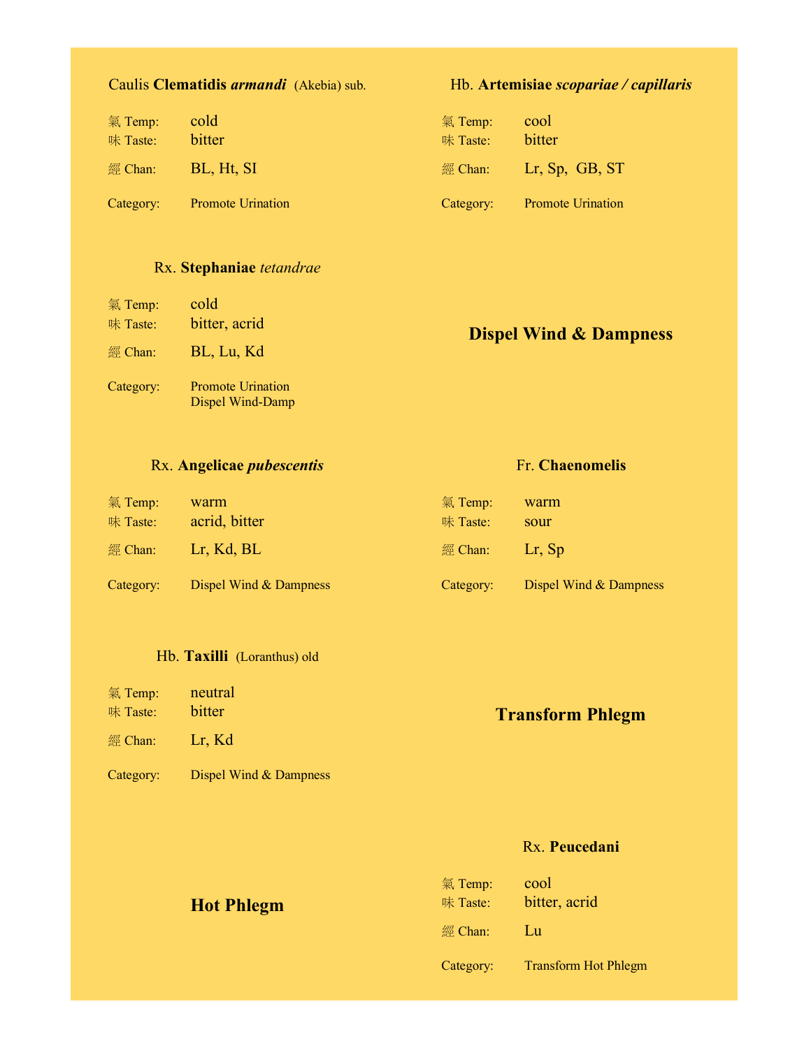### Caulis **Clematidis** ***armandi*** (Akebia) sub.

氣 Temp: cold
味 Taste: bitter
經 Chan: BL, Ht, SI

Category: Promote Urination

### Hb. **Artemisiae** ***scopariae / capillaris***

氣 Temp: cool
味 Taste: bitter
經 Chan: Lr, Sp, GB, ST

Category: Promote Urination

### Rx. **Stephaniae** *tetandrae*

氣 Temp: cold
味 Taste: bitter, acrid
經 Chan: BL, Lu, Kd

Category: Promote Urination
Dispel Wind-Damp

## Dispel Wind & Dampness

### Rx. **Angelicae** ***pubescentis***

氣 Temp: warm
味 Taste: acrid, bitter
經 Chan: Lr, Kd, BL

Category: Dispel Wind & Dampness

### Fr. **Chaenomelis**

氣 Temp: warm
味 Taste: sour
經 Chan: Lr, Sp

Category: Dispel Wind & Dampness

### Hb. **Taxilli** (Loranthus) old

氣 Temp: neutral
味 Taste: bitter
經 Chan: Lr, Kd

Category: Dispel Wind & Dampness

## Transform Phlegm

## Hot Phlegm

### Rx. **Peucedani**

氣 Temp: cool
味 Taste: bitter, acrid
經 Chan: Lu

Category: Transform Hot Phlegm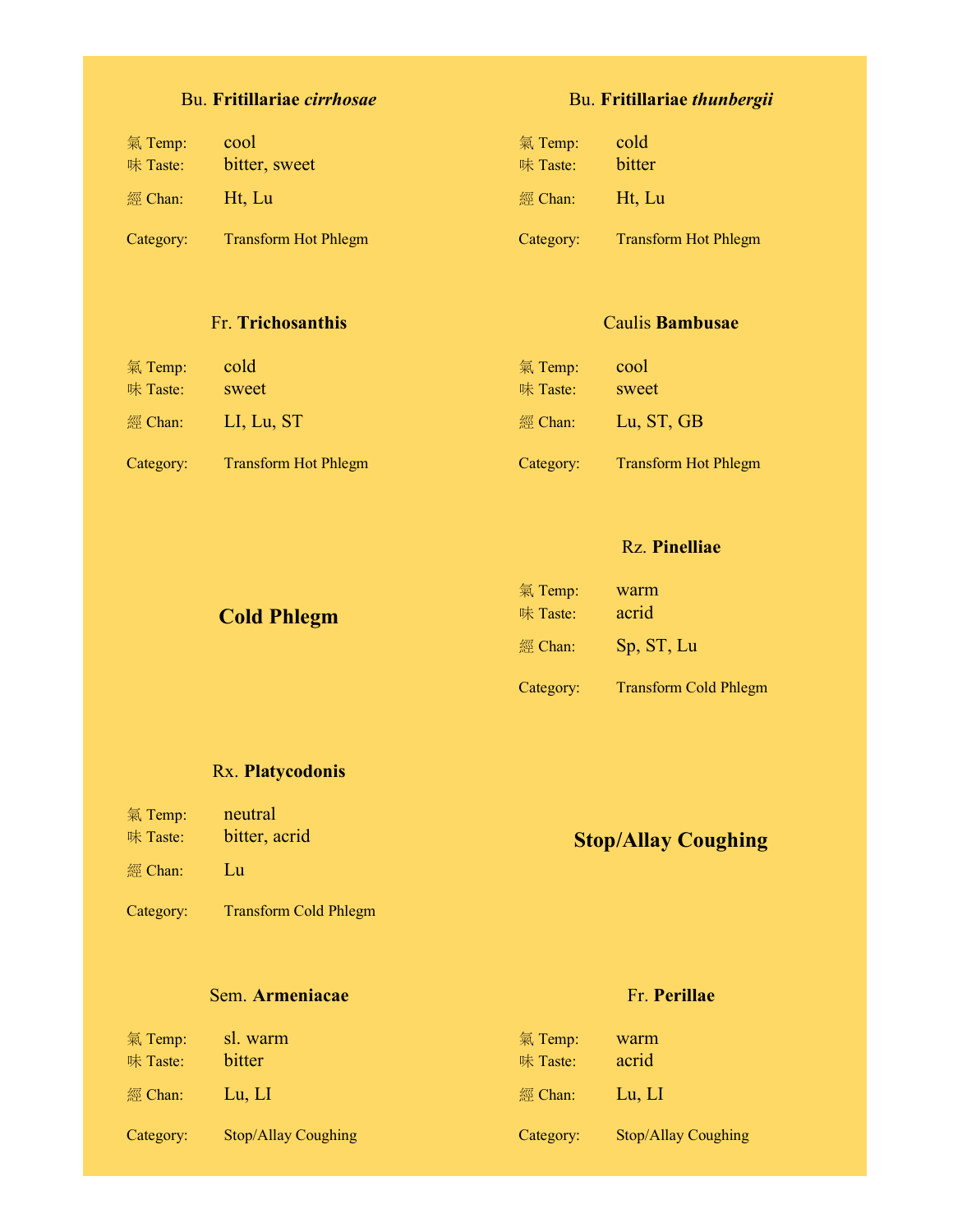### Bu. **Fritillariae *cirrhosae***

氣 Temp: cool
味 Taste: bitter, sweet
經 Chan: Ht, Lu
Category: Transform Hot Phlegm

### Bu. **Fritillariae *thunbergii***

氣 Temp: cold
味 Taste: bitter
經 Chan: Ht, Lu
Category: Transform Hot Phlegm

### Fr. **Trichosanthis**

氣 Temp: cold
味 Taste: sweet
經 Chan: LI, Lu, ST
Category: Transform Hot Phlegm

### Caulis **Bambusae**

氣 Temp: cool
味 Taste: sweet
經 Chan: Lu, ST, GB
Category: Transform Hot Phlegm

## Cold Phlegm

### Rz. **Pinelliae**

氣 Temp: warm
味 Taste: acrid
經 Chan: Sp, ST, Lu
Category: Transform Cold Phlegm

### Rx. **Platycodonis**

氣 Temp: neutral
味 Taste: bitter, acrid
經 Chan: Lu
Category: Transform Cold Phlegm

## Stop/Allay Coughing

### Sem. **Armeniacae**

氣 Temp: sl. warm
味 Taste: bitter
經 Chan: Lu, LI
Category: Stop/Allay Coughing

### Fr. **Perillae**

氣 Temp: warm
味 Taste: acrid
經 Chan: Lu, LI
Category: Stop/Allay Coughing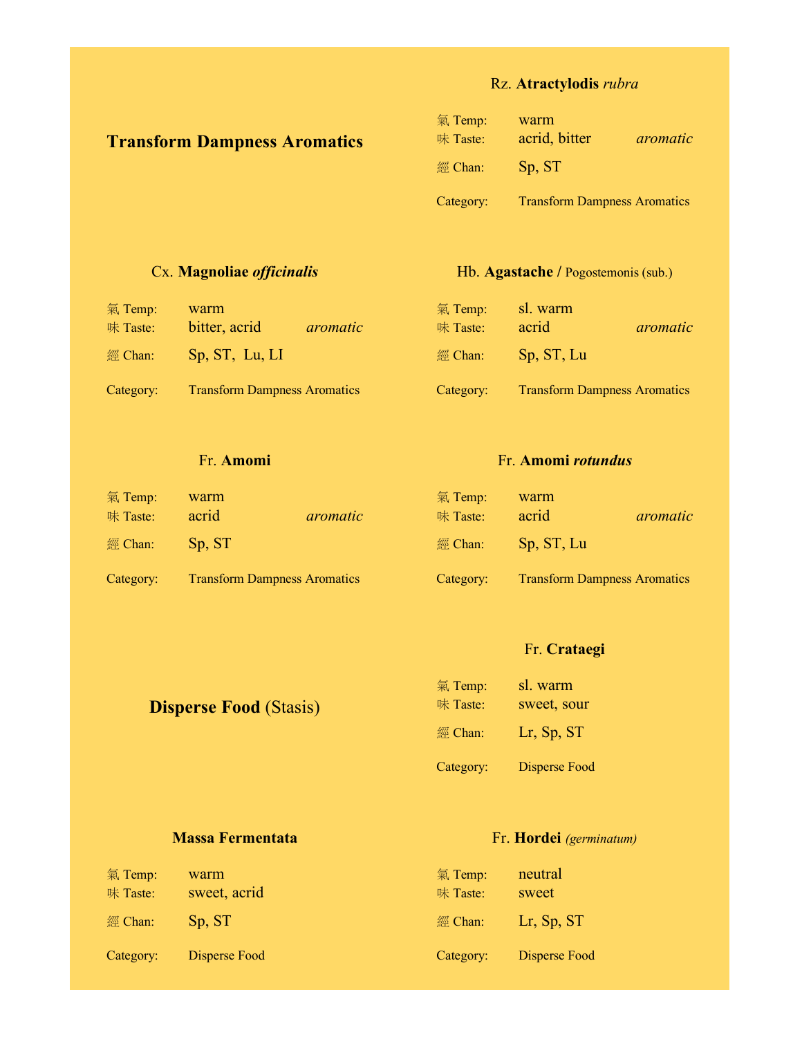## Transform Dampness Aromatics

### Rz. **Atractylodis** *rubra*

氣 Temp: warm
味 Taste: acrid, bitter *aromatic*
經 Chan: Sp, ST

Category: Transform Dampness Aromatics

### Cx. **Magnoliae** ***officinalis***

氣 Temp: warm
味 Taste: bitter, acrid *aromatic*
經 Chan: Sp, ST, Lu, LI

Category: Transform Dampness Aromatics

### Hb. **Agastache /** Pogostemonis (sub.)

氣 Temp: sl. warm
味 Taste: acrid *aromatic*
經 Chan: Sp, ST, Lu

Category: Transform Dampness Aromatics

### Fr. **Amomi**

氣 Temp: warm
味 Taste: acrid *aromatic*
經 Chan: Sp, ST

Category: Transform Dampness Aromatics

### Fr. **Amomi** ***rotundus***

氣 Temp: warm
味 Taste: acrid *aromatic*
經 Chan: Sp, ST, Lu

Category: Transform Dampness Aromatics

## **Disperse Food** (Stasis)

### Fr. **Crataegi**

氣 Temp: sl. warm
味 Taste: sweet, sour
經 Chan: Lr, Sp, ST

Category: Disperse Food

### **Massa Fermentata**

氣 Temp: warm
味 Taste: sweet, acrid
經 Chan: Sp, ST

Category: Disperse Food

### Fr. **Hordei** *(germinatum)*

氣 Temp: neutral
味 Taste: sweet
經 Chan: Lr, Sp, ST

Category: Disperse Food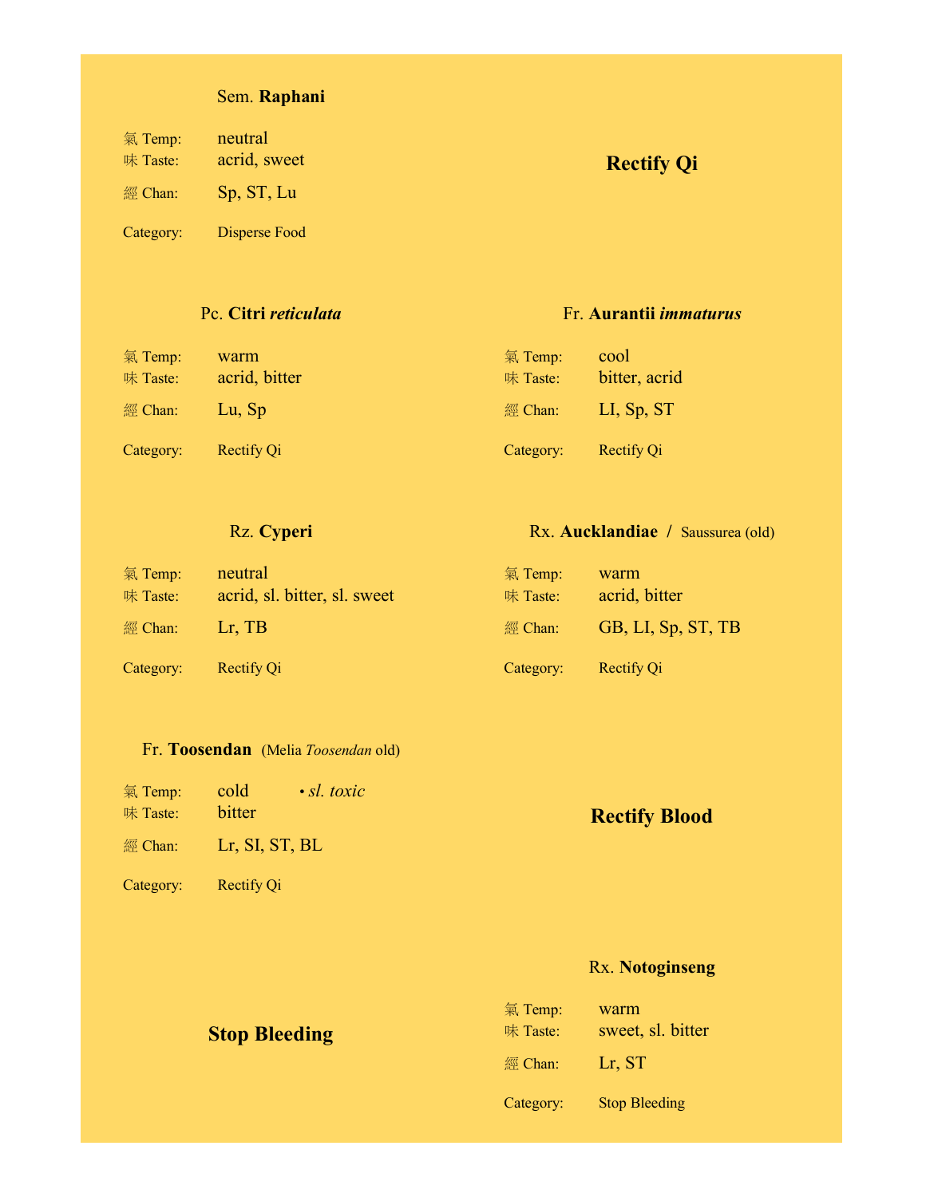### Sem. **Raphani**

氣 Temp: neutral
味 Taste: acrid, sweet
經 Chan: Sp, ST, Lu
Category: Disperse Food

## Rectify Qi

### Pc. **Citri *reticulata***

氣 Temp: warm
味 Taste: acrid, bitter
經 Chan: Lu, Sp
Category: Rectify Qi

### Fr. **Aurantii *immaturus***

氣 Temp: cool
味 Taste: bitter, acrid
經 Chan: LI, Sp, ST
Category: Rectify Qi

### Rz. **Cyperi**

氣 Temp: neutral
味 Taste: acrid, sl. bitter, sl. sweet
經 Chan: Lr, TB
Category: Rectify Qi

### Rx. **Aucklandiae** / Saussurea (old)

氣 Temp: warm
味 Taste: acrid, bitter
經 Chan: GB, LI, Sp, ST, TB
Category: Rectify Qi

### Fr. **Toosendan** (Melia *Toosendan* old)

氣 Temp: cold • *sl. toxic*
味 Taste: bitter
經 Chan: Lr, SI, ST, BL
Category: Rectify Qi

## Rectify Blood

## Stop Bleeding

### Rx. **Notoginseng**

氣 Temp: warm
味 Taste: sweet, sl. bitter
經 Chan: Lr, ST
Category: Stop Bleeding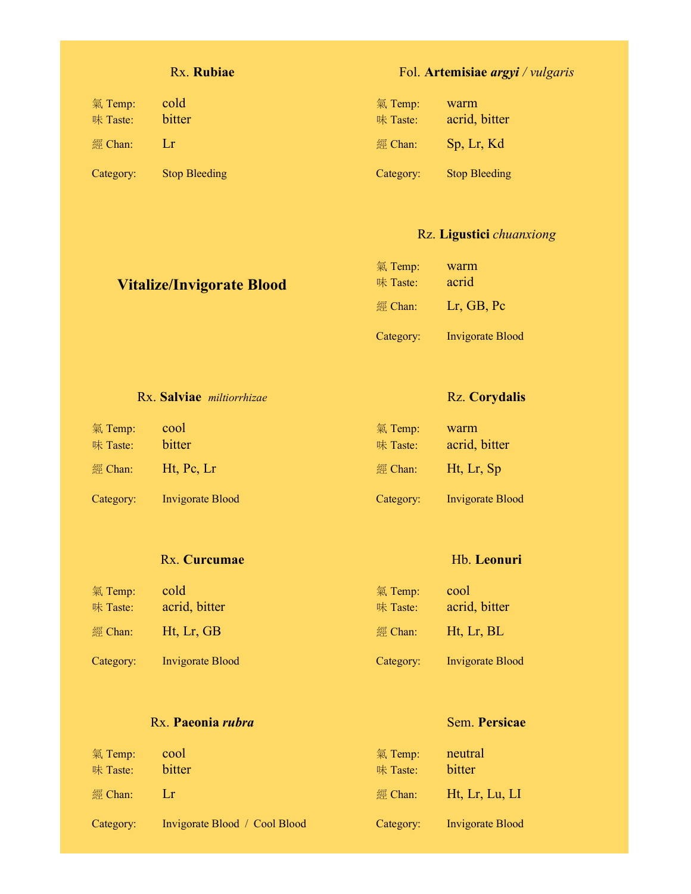### Rx. **Rubiae**

| | |
|---|---|
| 氣 Temp: | cold |
| 味 Taste: | bitter |
| 經 Chan: | Lr |
| Category: | Stop Bleeding |

### Fol. **Artemisiae *argyi*** / *vulgaris*

| | |
|---|---|
| 氣 Temp: | warm |
| 味 Taste: | acrid, bitter |
| 經 Chan: | Sp, Lr, Kd |
| Category: | Stop Bleeding |

## Vitalize/Invigorate Blood

### Rz. **Ligustici** *chuanxiong*

| | |
|---|---|
| 氣 Temp: | warm |
| 味 Taste: | acrid |
| 經 Chan: | Lr, GB, Pc |
| Category: | Invigorate Blood |

### Rx. **Salviae** *miltiorrhizae*

| | |
|---|---|
| 氣 Temp: | cool |
| 味 Taste: | bitter |
| 經 Chan: | Ht, Pc, Lr |
| Category: | Invigorate Blood |

### Rz. **Corydalis**

| | |
|---|---|
| 氣 Temp: | warm |
| 味 Taste: | acrid, bitter |
| 經 Chan: | Ht, Lr, Sp |
| Category: | Invigorate Blood |

### Rx. **Curcumae**

| | |
|---|---|
| 氣 Temp: | cold |
| 味 Taste: | acrid, bitter |
| 經 Chan: | Ht, Lr, GB |
| Category: | Invigorate Blood |

### Hb. **Leonuri**

| | |
|---|---|
| 氣 Temp: | cool |
| 味 Taste: | acrid, bitter |
| 經 Chan: | Ht, Lr, BL |
| Category: | Invigorate Blood |

### Rx. **Paeonia *rubra***

| | |
|---|---|
| 氣 Temp: | cool |
| 味 Taste: | bitter |
| 經 Chan: | Lr |
| Category: | Invigorate Blood / Cool Blood |

### Sem. **Persicae**

| | |
|---|---|
| 氣 Temp: | neutral |
| 味 Taste: | bitter |
| 經 Chan: | Ht, Lr, Lu, LI |
| Category: | Invigorate Blood |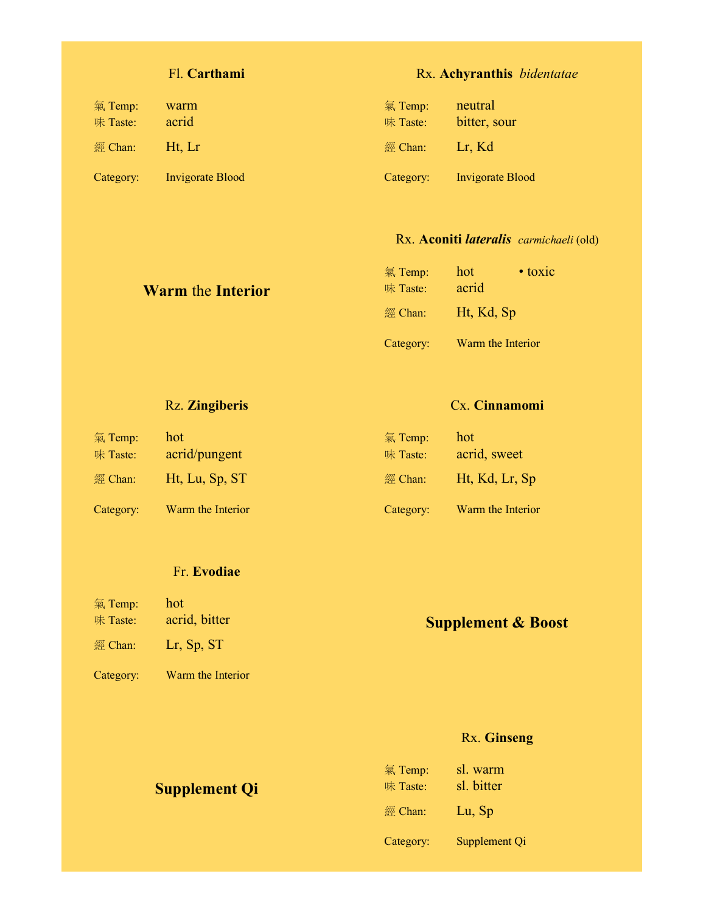### Fl. **Carthami**

氣 Temp: warm
味 Taste: acrid
經 Chan: Ht, Lr

Category: Invigorate Blood

## **Warm** the **Interior**

### Rz. **Zingiberis**

氣 Temp: hot
味 Taste: acrid/pungent
經 Chan: Ht, Lu, Sp, ST

Category: Warm the Interior

### Fr. **Evodiae**

氣 Temp: hot
味 Taste: acrid, bitter
經 Chan: Lr, Sp, ST

Category: Warm the Interior

## **Supplement Qi**

### Rx. **Achyranthis** *bidentatae*

氣 Temp: neutral
味 Taste: bitter, sour
經 Chan: Lr, Kd

Category: Invigorate Blood

### Rx. **Aconiti *lateralis*** *carmichaeli* (old)

氣 Temp: hot • toxic
味 Taste: acrid
經 Chan: Ht, Kd, Sp

Category: Warm the Interior

### Cx. **Cinnamomi**

氣 Temp: hot
味 Taste: acrid, sweet
經 Chan: Ht, Kd, Lr, Sp

Category: Warm the Interior

## **Supplement & Boost**

### Rx. **Ginseng**

氣 Temp: sl. warm
味 Taste: sl. bitter
經 Chan: Lu, Sp

Category: Supplement Qi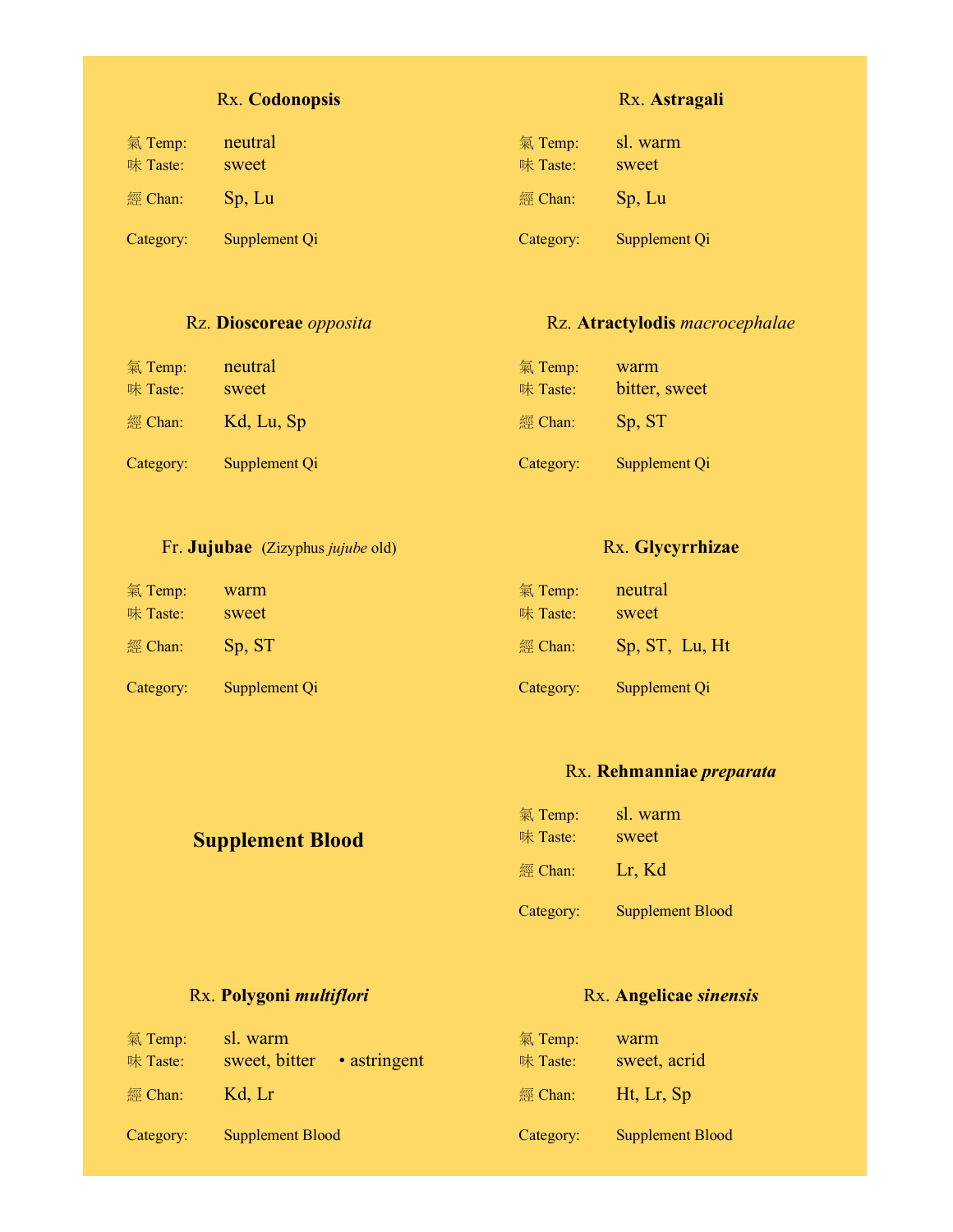### Rx. **Codonopsis**

氣 Temp: neutral
味 Taste: sweet
經 Chan: Sp, Lu
Category: Supplement Qi

### Rx. **Astragali**

氣 Temp: sl. warm
味 Taste: sweet
經 Chan: Sp, Lu
Category: Supplement Qi

### Rz. **Dioscoreae** *opposita*

氣 Temp: neutral
味 Taste: sweet
經 Chan: Kd, Lu, Sp
Category: Supplement Qi

### Rz. **Atractylodis** *macrocephalae*

氣 Temp: warm
味 Taste: bitter, sweet
經 Chan: Sp, ST
Category: Supplement Qi

### Fr. **Jujubae** (Zizyphus *jujube* old)

氣 Temp: warm
味 Taste: sweet
經 Chan: Sp, ST
Category: Supplement Qi

### Rx. **Glycyrrhizae**

氣 Temp: neutral
味 Taste: sweet
經 Chan: Sp, ST, Lu, Ht
Category: Supplement Qi

## Supplement Blood

### Rx. **Rehmanniae** ***preparata***

氣 Temp: sl. warm
味 Taste: sweet
經 Chan: Lr, Kd
Category: Supplement Blood

### Rx. **Polygoni** ***multiflori***

氣 Temp: sl. warm
味 Taste: sweet, bitter • astringent
經 Chan: Kd, Lr
Category: Supplement Blood

### Rx. **Angelicae** ***sinensis***

氣 Temp: warm
味 Taste: sweet, acrid
經 Chan: Ht, Lr, Sp
Category: Supplement Blood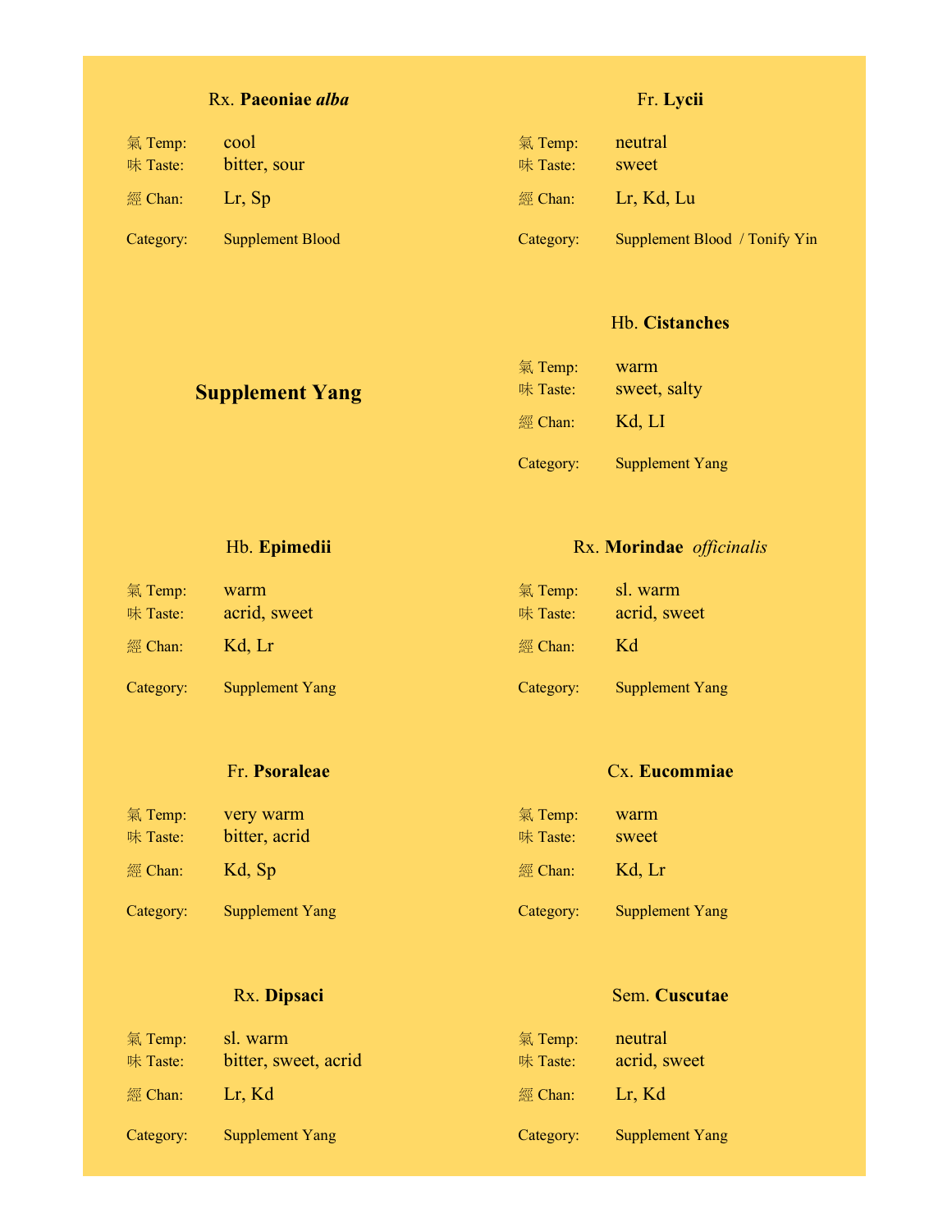### Rx. **Paeoniae *alba***

氣 Temp: cool
味 Taste: bitter, sour
經 Chan: Lr, Sp

Category: Supplement Blood

### Fr. **Lycii**

氣 Temp: neutral
味 Taste: sweet
經 Chan: Lr, Kd, Lu

Category: Supplement Blood / Tonify Yin

## Supplement Yang

### Hb. **Cistanches**

氣 Temp: warm
味 Taste: sweet, salty
經 Chan: Kd, LI

Category: Supplement Yang

### Hb. **Epimedii**

氣 Temp: warm
味 Taste: acrid, sweet
經 Chan: Kd, Lr

Category: Supplement Yang

### Rx. **Morindae** *officinalis*

氣 Temp: sl. warm
味 Taste: acrid, sweet
經 Chan: Kd

Category: Supplement Yang

### Fr. **Psoraleae**

氣 Temp: very warm
味 Taste: bitter, acrid
經 Chan: Kd, Sp

Category: Supplement Yang

### Cx. **Eucommiae**

氣 Temp: warm
味 Taste: sweet
經 Chan: Kd, Lr

Category: Supplement Yang

### Rx. **Dipsaci**

氣 Temp: sl. warm
味 Taste: bitter, sweet, acrid
經 Chan: Lr, Kd

Category: Supplement Yang

### Sem. **Cuscutae**

氣 Temp: neutral
味 Taste: acrid, sweet
經 Chan: Lr, Kd

Category: Supplement Yang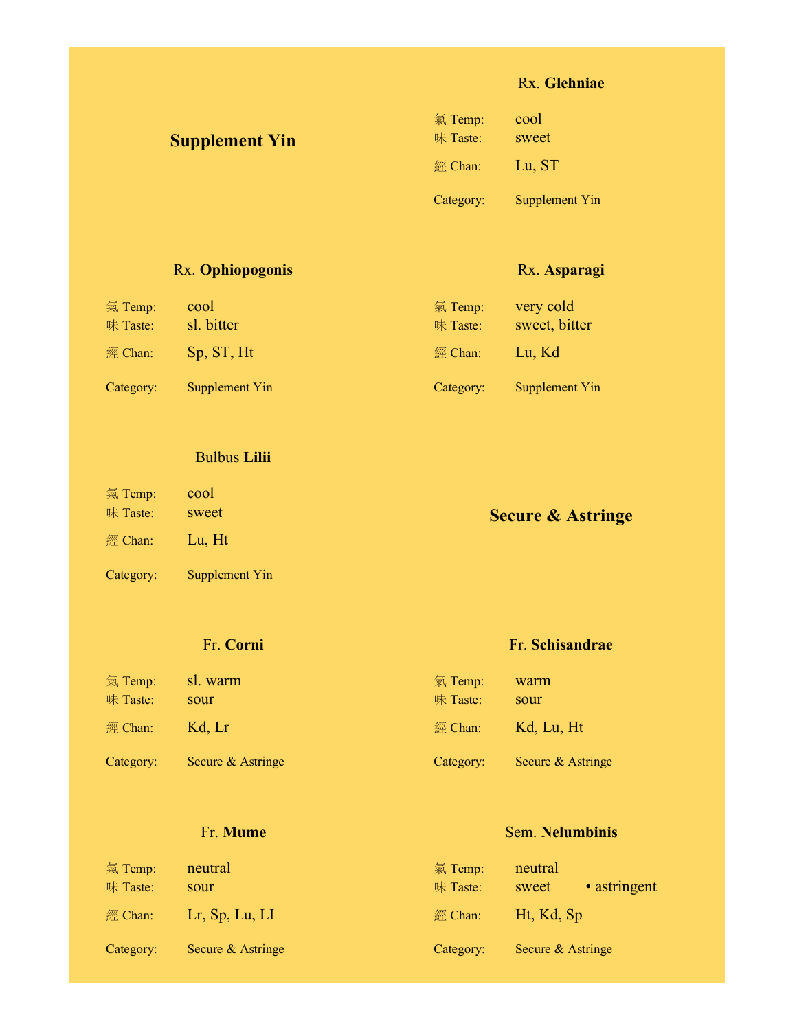## Supplement Yin

### Rx. **Glehniae**

氣 Temp: cool
味 Taste: sweet
經 Chan: Lu, ST

Category: Supplement Yin

### Rx. **Ophiopogonis**

氣 Temp: cool
味 Taste: sl. bitter
經 Chan: Sp, ST, Ht

Category: Supplement Yin

### Rx. **Asparagi**

氣 Temp: very cold
味 Taste: sweet, bitter
經 Chan: Lu, Kd

Category: Supplement Yin

### Bulbus **Lilii**

氣 Temp: cool
味 Taste: sweet
經 Chan: Lu, Ht

Category: Supplement Yin

## Secure & Astringe

### Fr. **Corni**

氣 Temp: sl. warm
味 Taste: sour
經 Chan: Kd, Lr

Category: Secure & Astringe

### Fr. **Schisandrae**

氣 Temp: warm
味 Taste: sour
經 Chan: Kd, Lu, Ht

Category: Secure & Astringe

### Fr. **Mume**

氣 Temp: neutral
味 Taste: sour
經 Chan: Lr, Sp, Lu, LI

Category: Secure & Astringe

### Sem. **Nelumbinis**

氣 Temp: neutral
味 Taste: sweet • astringent
經 Chan: Ht, Kd, Sp

Category: Secure & Astringe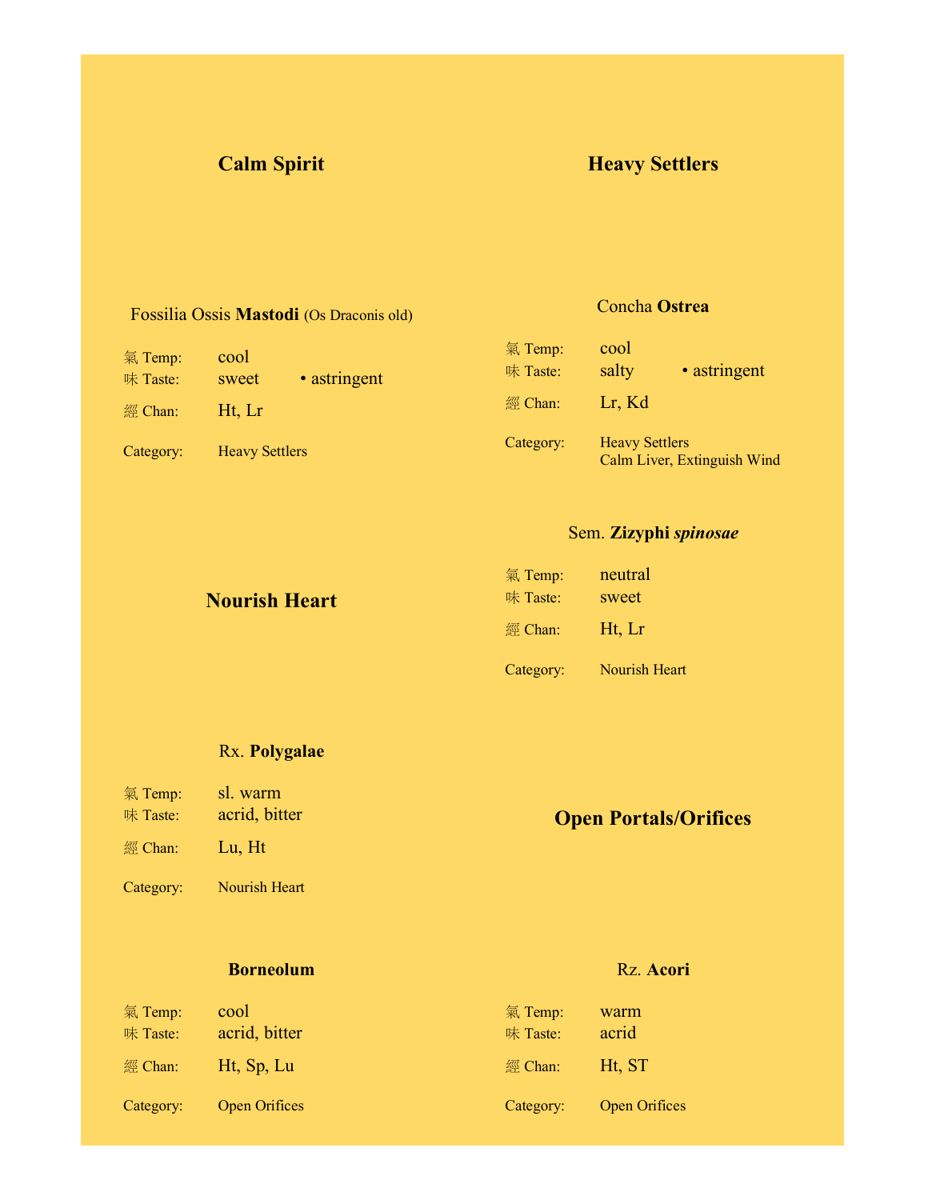## Calm Spirit

Fossilia Ossis **Mastodi** (Os Draconis old)

氣 Temp: cool
味 Taste: sweet • astringent
經 Chan: Ht, Lr
Category: Heavy Settlers

## Heavy Settlers

Concha **Ostrea**

氣 Temp: cool
味 Taste: salty • astringent
經 Chan: Lr, Kd
Category: Heavy Settlers
Calm Liver, Extinguish Wind

## Nourish Heart

Sem. **Zizyphi** ***spinosae***

氣 Temp: neutral
味 Taste: sweet
經 Chan: Ht, Lr
Category: Nourish Heart

Rx. **Polygalae**

氣 Temp: sl. warm
味 Taste: acrid, bitter
經 Chan: Lu, Ht
Category: Nourish Heart

## Open Portals/Orifices

**Borneolum**

氣 Temp: cool
味 Taste: acrid, bitter
經 Chan: Ht, Sp, Lu
Category: Open Orifices

Rz. **Acori**

氣 Temp: warm
味 Taste: acrid
經 Chan: Ht, ST
Category: Open Orifices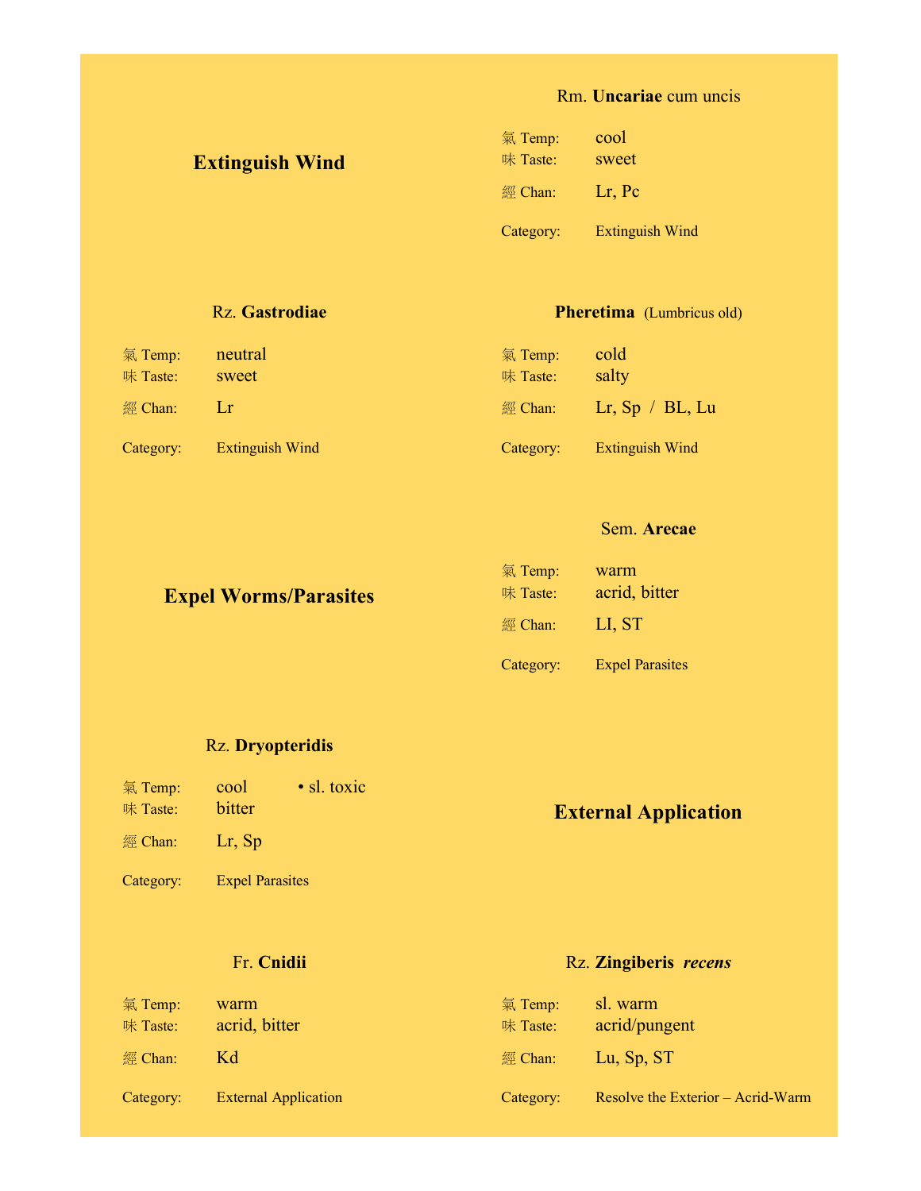## Extinguish Wind

### Rm. **Uncariae** cum uncis

氣 Temp: cool
味 Taste: sweet
經 Chan: Lr, Pc
Category: Extinguish Wind

### Rz. **Gastrodiae**

氣 Temp: neutral
味 Taste: sweet
經 Chan: Lr
Category: Extinguish Wind

### **Pheretima** (Lumbricus old)

氣 Temp: cold
味 Taste: salty
經 Chan: Lr, Sp / BL, Lu
Category: Extinguish Wind

## Expel Worms/Parasites

### Sem. **Arecae**

氣 Temp: warm
味 Taste: acrid, bitter
經 Chan: LI, ST
Category: Expel Parasites

### Rz. **Dryopteridis**

氣 Temp: cool • sl. toxic
味 Taste: bitter
經 Chan: Lr, Sp
Category: Expel Parasites

## External Application

### Fr. **Cnidii**

氣 Temp: warm
味 Taste: acrid, bitter
經 Chan: Kd
Category: External Application

### Rz. **Zingiberis** ***recens***

氣 Temp: sl. warm
味 Taste: acrid/pungent
經 Chan: Lu, Sp, ST
Category: Resolve the Exterior – Acrid-Warm